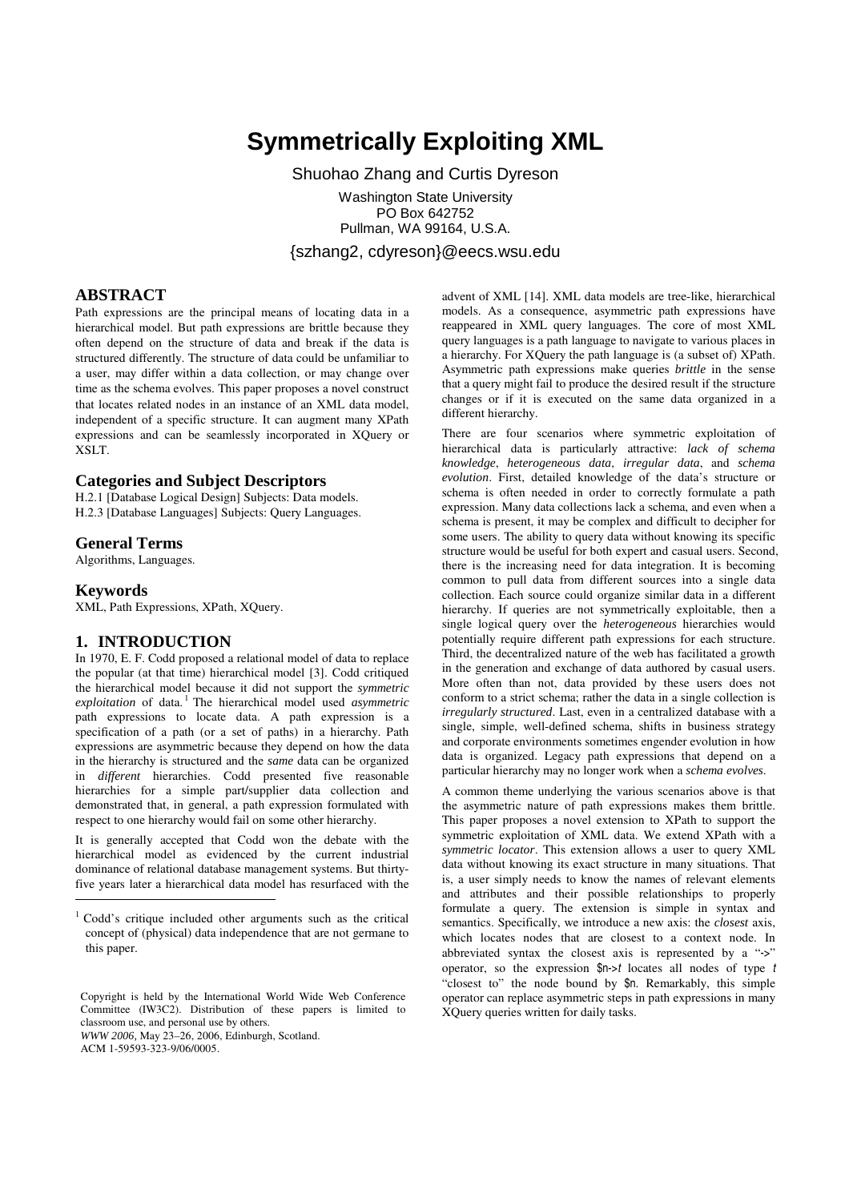# Symmetrically Exploiting XML

Shuohao Zhang and Curtis Dyreson

Washington State University
PO Box 642752
Pullman, WA 99164, U.S.A.

{szhang2, cdyreson}@eecs.wsu.edu

## ABSTRACT

Path expressions are the principal means of locating data in a hierarchical model. But path expressions are brittle because they often depend on the structure of data and break if the data is structured differently. The structure of data could be unfamiliar to a user, may differ within a data collection, or may change over time as the schema evolves. This paper proposes a novel construct that locates related nodes in an instance of an XML data model, independent of a specific structure. It can augment many XPath expressions and can be seamlessly incorporated in XQuery or XSLT.

### Categories and Subject Descriptors

H.2.1 [Database Logical Design] Subjects: Data models.
H.2.3 [Database Languages] Subjects: Query Languages.

### General Terms

Algorithms, Languages.

### Keywords

XML, Path Expressions, XPath, XQuery.

## 1. INTRODUCTION

In 1970, E. F. Codd proposed a relational model of data to replace the popular (at that time) hierarchical model [3]. Codd critiqued the hierarchical model because it did not support the *symmetric exploitation* of data.[1] The hierarchical model used *asymmetric* path expressions to locate data. A path expression is a specification of a path (or a set of paths) in a hierarchy. Path expressions are asymmetric because they depend on how the data in the hierarchy is structured and the *same* data can be organized in *different* hierarchies. Codd presented five reasonable hierarchies for a simple part/supplier data collection and demonstrated that, in general, a path expression formulated with respect to one hierarchy would fail on some other hierarchy.

It is generally accepted that Codd won the debate with the hierarchical model as evidenced by the current industrial dominance of relational database management systems. But thirty-five years later a hierarchical data model has resurfaced with the advent of XML [14]. XML data models are tree-like, hierarchical models. As a consequence, asymmetric path expressions have reappeared in XML query languages. The core of most XML query languages is a path language to navigate to various places in a hierarchy. For XQuery the path language is (a subset of) XPath. Asymmetric path expressions make queries *brittle* in the sense that a query might fail to produce the desired result if the structure changes or if it is executed on the same data organized in a different hierarchy.

There are four scenarios where symmetric exploitation of hierarchical data is particularly attractive: *lack of schema knowledge*, *heterogeneous data*, *irregular data*, and *schema evolution*. First, detailed knowledge of the data's structure or schema is often needed in order to correctly formulate a path expression. Many data collections lack a schema, and even when a schema is present, it may be complex and difficult to decipher for some users. The ability to query data without knowing its specific structure would be useful for both expert and casual users. Second, there is the increasing need for data integration. It is becoming common to pull data from different sources into a single data collection. Each source could organize similar data in a different hierarchy. If queries are not symmetrically exploitable, then a single logical query over the *heterogeneous* hierarchies would potentially require different path expressions for each structure. Third, the decentralized nature of the web has facilitated a growth in the generation and exchange of data authored by casual users. More often than not, data provided by these users does not conform to a strict schema; rather the data in a single collection is *irregularly structured*. Last, even in a centralized database with a single, simple, well-defined schema, shifts in business strategy and corporate environments sometimes engender evolution in how data is organized. Legacy path expressions that depend on a particular hierarchy may no longer work when a *schema evolves*.

A common theme underlying the various scenarios above is that the asymmetric nature of path expressions makes them brittle. This paper proposes a novel extension to XPath to support the symmetric exploitation of XML data. We extend XPath with a *symmetric locator*. This extension allows a user to query XML data without knowing its exact structure in many situations. That is, a user simply needs to know the names of relevant elements and attributes and their possible relationships to properly formulate a query. The extension is simple in syntax and semantics. Specifically, we introduce a new axis: the *closest* axis, which locates nodes that are closest to a context node. In abbreviated syntax the closest axis is represented by a "->" operator, so the expression `$n->`*t* locates all nodes of type *t* "closest to" the node bound by `$n`. Remarkably, this simple operator can replace asymmetric steps in path expressions in many XQuery queries written for daily tasks.

[1] Codd's critique included other arguments such as the critical concept of (physical) data independence that are not germane to this paper.

Copyright is held by the International World Wide Web Conference Committee (IW3C2). Distribution of these papers is limited to classroom use, and personal use by others.
*WWW 2006,* May 23–26, 2006, Edinburgh, Scotland.
ACM 1-59593-323-9/06/0005.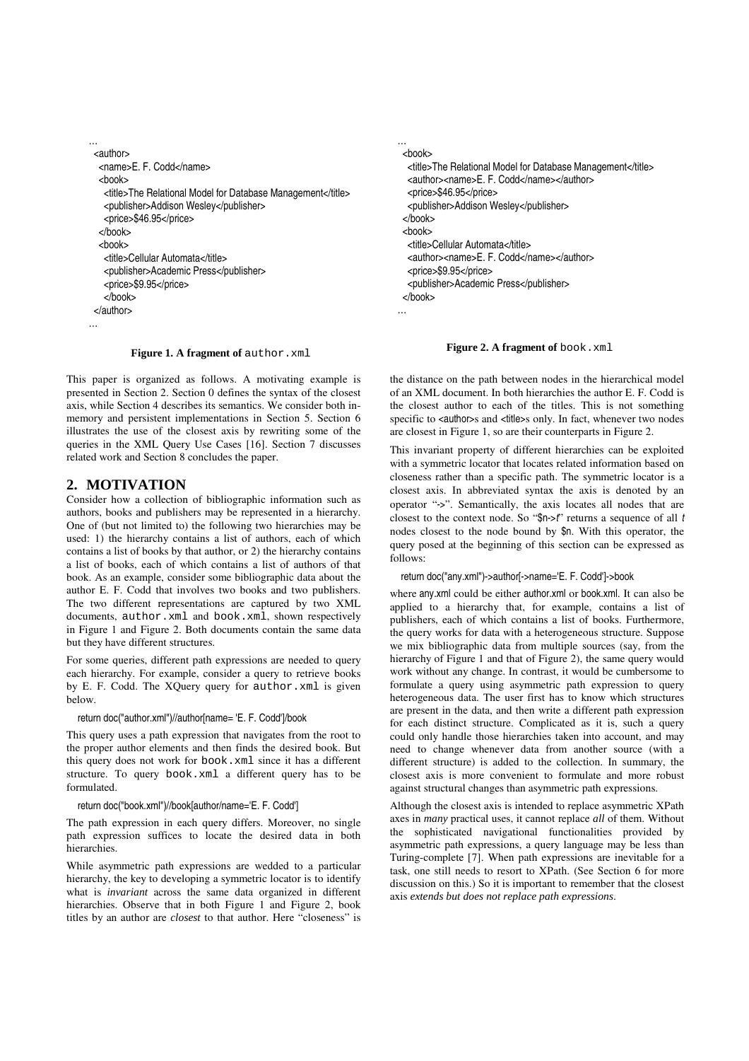```
...
<author>
  <name>E. F. Codd</name>
  <book>
    <title>The Relational Model for Database Management</title>
    <publisher>Addison Wesley</publisher>
    <price>$46.95</price>
  </book>
  <book>
    <title>Cellular Automata</title>
    <publisher>Academic Press</publisher>
    <price>$9.95</price>
    </book>
</author>
...
```

**Figure 1. A fragment of** `author.xml`

```
...
<book>
  <title>The Relational Model for Database Management</title>
  <author><name>E. F. Codd</name></author>
  <price>$46.95</price>
  <publisher>Addison Wesley</publisher>
</book>
<book>
  <title>Cellular Automata</title>
  <author><name>E. F. Codd</name></author>
  <price>$9.95</price>
  <publisher>Academic Press</publisher>
</book>
...
```

**Figure 2. A fragment of** `book.xml`

This paper is organized as follows. A motivating example is presented in Section 2. Section 0 defines the syntax of the closest axis, while Section 4 describes its semantics. We consider both in-memory and persistent implementations in Section 5. Section 6 illustrates the use of the closest axis by rewriting some of the queries in the XML Query Use Cases [16]. Section 7 discusses related work and Section 8 concludes the paper.

## 2. MOTIVATION

Consider how a collection of bibliographic information such as authors, books and publishers may be represented in a hierarchy. One of (but not limited to) the following two hierarchies may be used: 1) the hierarchy contains a list of authors, each of which contains a list of books by that author, or 2) the hierarchy contains a list of books, each of which contains a list of authors of that book. As an example, consider some bibliographic data about the author E. F. Codd that involves two books and two publishers. The two different representations are captured by two XML documents, `author.xml` and `book.xml`, shown respectively in Figure 1 and Figure 2. Both documents contain the same data but they have different structures.

For some queries, different path expressions are needed to query each hierarchy. For example, consider a query to retrieve books by E. F. Codd. The XQuery query for `author.xml` is given below.

```
return doc("author.xml")//author[name= 'E. F. Codd']/book
```

This query uses a path expression that navigates from the root to the proper author elements and then finds the desired book. But this query does not work for `book.xml` since it has a different structure. To query `book.xml` a different query has to be formulated.

```
return doc("book.xml")//book[author/name='E. F. Codd']
```

The path expression in each query differs. Moreover, no single path expression suffices to locate the desired data in both hierarchies.

While asymmetric path expressions are wedded to a particular hierarchy, the key to developing a symmetric locator is to identify what is *invariant* across the same data organized in different hierarchies. Observe that in both Figure 1 and Figure 2, book titles by an author are *closest* to that author. Here "closeness" is the distance on the path between nodes in the hierarchical model of an XML document. In both hierarchies the author E. F. Codd is the closest author to each of the titles. This is not something specific to <author>s and <title>s only. In fact, whenever two nodes are closest in Figure 1, so are their counterparts in Figure 2.

This invariant property of different hierarchies can be exploited with a symmetric locator that locates related information based on closeness rather than a specific path. The symmetric locator is a closest axis. In abbreviated syntax the axis is denoted by an operator "->". Semantically, the axis locates all nodes that are closest to the context node. So "$n->*t*" returns a sequence of all *t* nodes closest to the node bound by $n. With this operator, the query posed at the beginning of this section can be expressed as follows:

```
return doc("any.xml")->author[->name='E. F. Codd']->book
```

where any.xml could be either author.xml or book.xml. It can also be applied to a hierarchy that, for example, contains a list of publishers, each of which contains a list of books. Furthermore, the query works for data with a heterogeneous structure. Suppose we mix bibliographic data from multiple sources (say, from the hierarchy of Figure 1 and that of Figure 2), the same query would work without any change. In contrast, it would be cumbersome to formulate a query using asymmetric path expression to query heterogeneous data. The user first has to know which structures are present in the data, and then write a different path expression for each distinct structure. Complicated as it is, such a query could only handle those hierarchies taken into account, and may need to change whenever data from another source (with a different structure) is added to the collection. In summary, the closest axis is more convenient to formulate and more robust against structural changes than asymmetric path expressions.

Although the closest axis is intended to replace asymmetric XPath axes in *many* practical uses, it cannot replace *all* of them. Without the sophisticated navigational functionalities provided by asymmetric path expressions, a query language may be less than Turing-complete [7]. When path expressions are inevitable for a task, one still needs to resort to XPath. (See Section 6 for more discussion on this.) So it is important to remember that the closest axis *extends but does not replace path expressions*.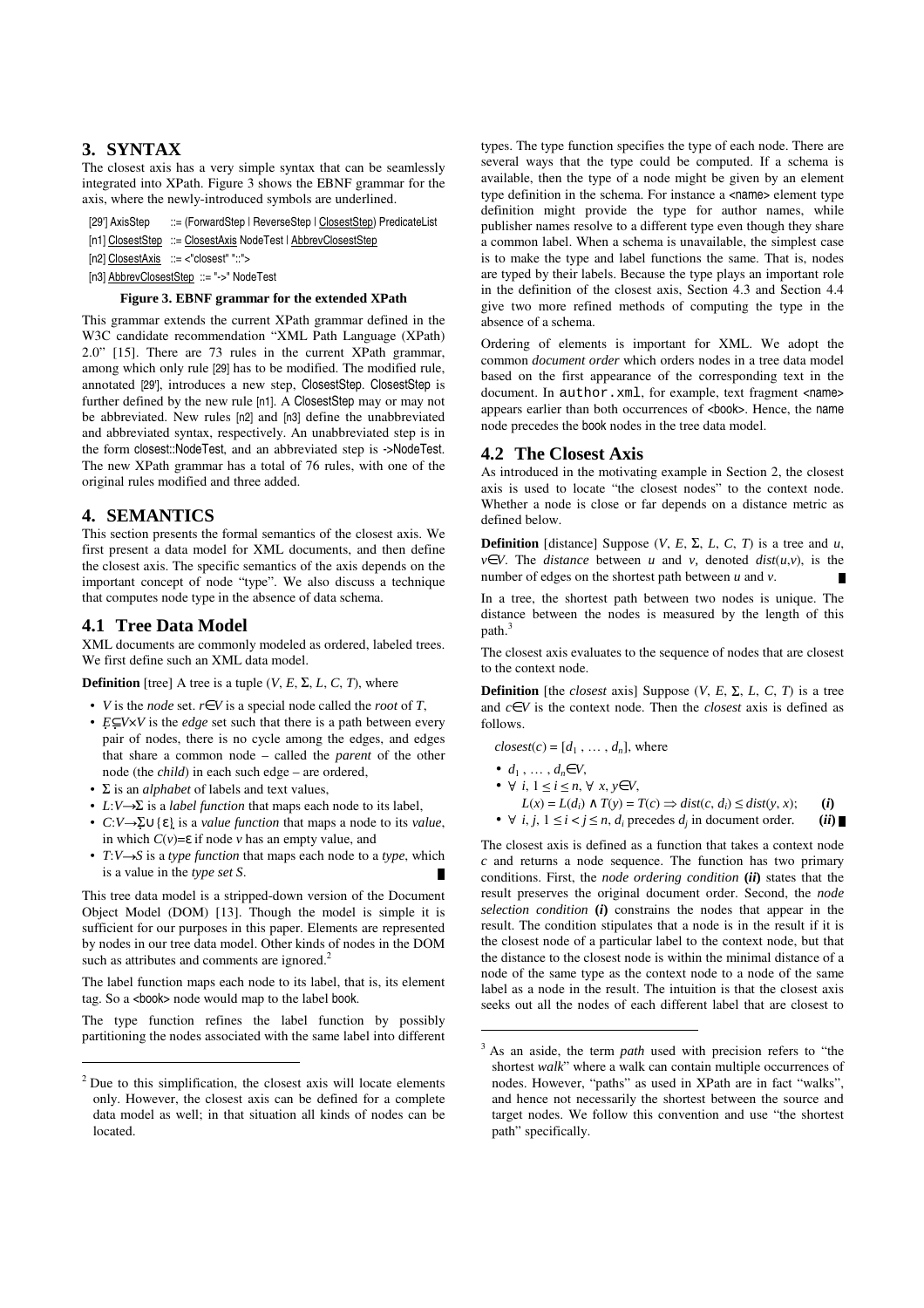## 3. SYNTAX

The closest axis has a very simple syntax that can be seamlessly integrated into XPath. Figure 3 shows the EBNF grammar for the axis, where the newly-introduced symbols are underlined.

```
[29'] AxisStep        ::= (ForwardStep | ReverseStep | ClosestStep) PredicateList
[n1] ClosestStep      ::= ClosestAxis NodeTest | AbbrevClosestStep
[n2] ClosestAxis      ::= <"closest" "::">
[n3] AbbrevClosestStep ::= "->" NodeTest
```

**Figure 3. EBNF grammar for the extended XPath**

This grammar extends the current XPath grammar defined in the W3C candidate recommendation "XML Path Language (XPath) 2.0" [15]. There are 73 rules in the current XPath grammar, among which only rule [29] has to be modified. The modified rule, annotated [29'], introduces a new step, ClosestStep. ClosestStep is further defined by the new rule [n1]. A ClosestStep may or may not be abbreviated. New rules [n2] and [n3] define the unabbreviated and abbreviated syntax, respectively. An unabbreviated step is in the form closest::NodeTest, and an abbreviated step is ->NodeTest. The new XPath grammar has a total of 76 rules, with one of the original rules modified and three added.

## 4. SEMANTICS

This section presents the formal semantics of the closest axis. We first present a data model for XML documents, and then define the closest axis. The specific semantics of the axis depends on the important concept of node "type". We also discuss a technique that computes node type in the absence of data schema.

### 4.1 Tree Data Model

XML documents are commonly modeled as ordered, labeled trees. We first define such an XML data model.

**Definition** [tree] A tree is a tuple $(V, E, \Sigma, L, C, T)$, where

- $V$ is the *node* set. $r \in V$ is a special node called the *root* of $T$,
- $E \subseteq V \times V$ is the *edge* set such that there is a path between every pair of nodes, there is no cycle among the edges, and edges that share a common node – called the *parent* of the other node (the *child*) in each such edge – are ordered,
- $\Sigma$ is an *alphabet* of labels and text values,
- $L: V \rightarrow \Sigma$ is a *label function* that maps each node to its label,
- $C: V \rightarrow \Sigma \cup \{\varepsilon\}$ is a *value function* that maps a node to its *value*, in which $C(v) = \varepsilon$ if node $v$ has an empty value, and
- $T: V \rightarrow S$ is a *type function* that maps each node to a *type*, which is a value in the *type set* $S$. ∎

This tree data model is a stripped-down version of the Document Object Model (DOM) [13]. Though the model is simple it is sufficient for our purposes in this paper. Elements are represented by nodes in our tree data model. Other kinds of nodes in the DOM such as attributes and comments are ignored.[2]

The label function maps each node to its label, that is, its element tag. So a <book> node would map to the label book.

The type function refines the label function by possibly partitioning the nodes associated with the same label into different types. The type function specifies the type of each node. There are several ways that the type could be computed. If a schema is available, then the type of a node might be given by an element type definition in the schema. For instance a <name> element type definition might provide the type for author names, while publisher names resolve to a different type even though they share a common label. When a schema is unavailable, the simplest case is to make the type and label functions the same. That is, nodes are typed by their labels. Because the type plays an important role in the definition of the closest axis, Section 4.3 and Section 4.4 give two more refined methods of computing the type in the absence of a schema.

Ordering of elements is important for XML. We adopt the common *document order* which orders nodes in a tree data model based on the first appearance of the corresponding text in the document. In author.xml, for example, text fragment <name> appears earlier than both occurrences of <book>. Hence, the name node precedes the book nodes in the tree data model.

### 4.2 The Closest Axis

As introduced in the motivating example in Section 2, the closest axis is used to locate "the closest nodes" to the context node. Whether a node is close or far depends on a distance metric as defined below.

**Definition** [distance] Suppose $(V, E, \Sigma, L, C, T)$ is a tree and $u$, $v \in V$. The *distance* between $u$ and $v$, denoted $dist(u,v)$, is the number of edges on the shortest path between $u$ and $v$. ∎

In a tree, the shortest path between two nodes is unique. The distance between the nodes is measured by the length of this path.[3]

The closest axis evaluates to the sequence of nodes that are closest to the context node.

**Definition** [the *closest* axis] Suppose $(V, E, \Sigma, L, C, T)$ is a tree and $c \in V$ is the context node. Then the *closest* axis is defined as follows.

$closest(c) = [d_1, \ldots, d_n]$, where

- $d_1, \ldots, d_n \in V$,
- $\forall\ i, 1 \leq i \leq n, \forall\ x, y \in V$,
  $L(x) = L(d_i) \wedge T(y) = T(c) \Rightarrow dist(c, d_i) \leq dist(y, x)$; **(*i*)**
- $\forall\ i, j, 1 \leq i < j \leq n$, $d_i$ precedes $d_j$ in document order. **(*ii*)** ∎

The closest axis is defined as a function that takes a context node $c$ and returns a node sequence. The function has two primary conditions. First, the *node ordering condition* **(*ii*)** states that the result preserves the original document order. Second, the *node selection condition* **(*i*)** constrains the nodes that appear in the result. The condition stipulates that a node is in the result if it is the closest node of a particular label to the context node, but that the distance to the closest node is within the minimal distance of a node of the same type as the context node to a node of the same label as a node in the result. The intuition is that the closest axis seeks out all the nodes of each different label that are closest to

---

[2] Due to this simplification, the closest axis will locate elements only. However, the closest axis can be defined for a complete data model as well; in that situation all kinds of nodes can be located.

[3] As an aside, the term *path* used with precision refers to "the shortest *walk*" where a walk can contain multiple occurrences of nodes. However, "paths" as used in XPath are in fact "walks", and hence not necessarily the shortest between the source and target nodes. We follow this convention and use "the shortest path" specifically.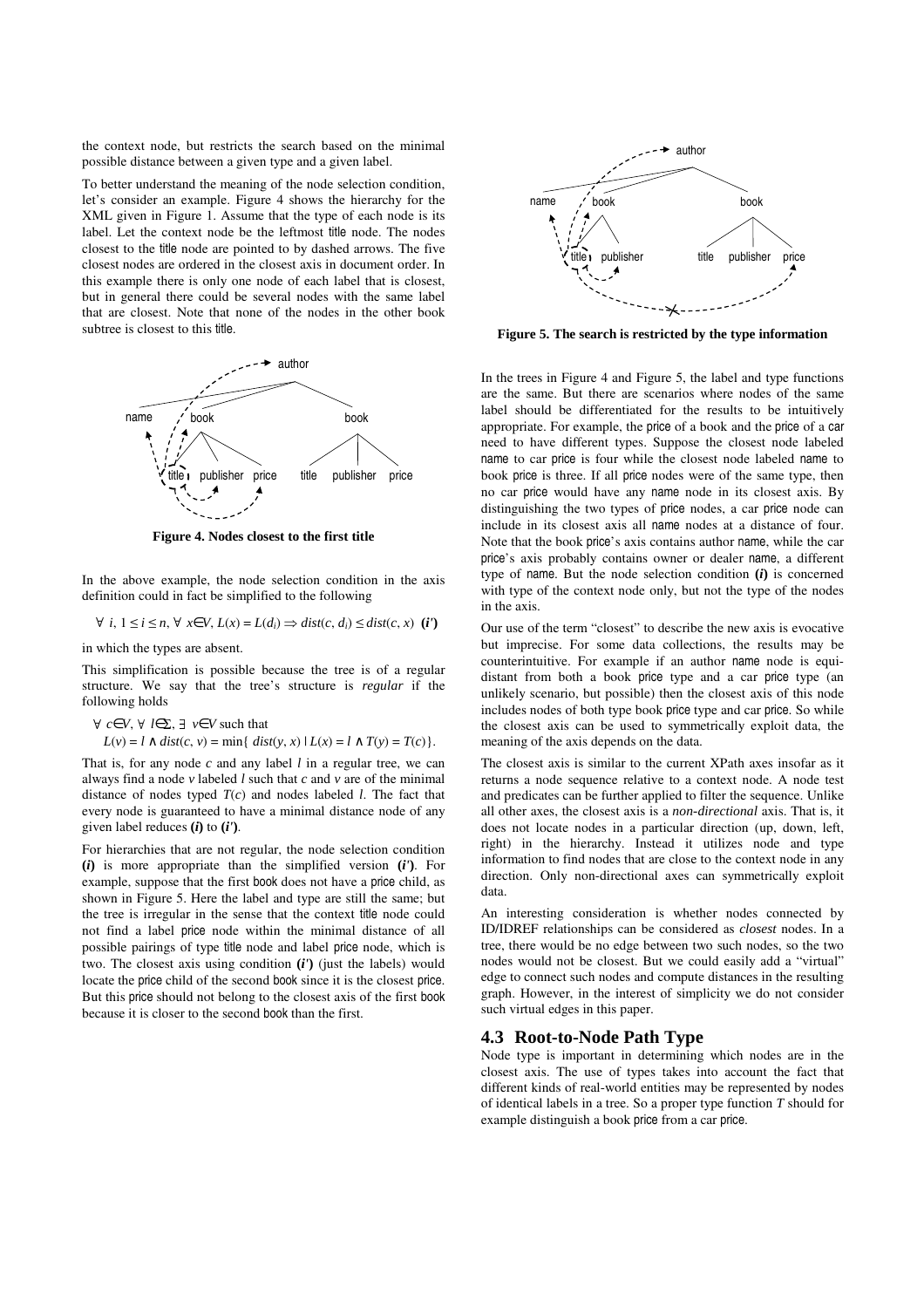the context node, but restricts the search based on the minimal possible distance between a given type and a given label.

To better understand the meaning of the node selection condition, let's consider an example. Figure 4 shows the hierarchy for the XML given in Figure 1. Assume that the type of each node is its label. Let the context node be the leftmost title node. The nodes closest to the title node are pointed to by dashed arrows. The five closest nodes are ordered in the closest axis in document order. In this example there is only one node of each label that is closest, but in general there could be several nodes with the same label that are closest. Note that none of the nodes in the other book subtree is closest to this title.

**Figure 4. Nodes closest to the first title**

In the above example, the node selection condition in the axis definition could in fact be simplified to the following

$\forall\ i,\ 1 \le i \le n,\ \forall\ x \in V,\ L(x) = L(d_i) \Rightarrow dist(c, d_i) \le dist(c, x)$ **(*i'*)**

in which the types are absent.

This simplification is possible because the tree is of a regular structure. We say that the tree's structure is *regular* if the following holds

$\forall\ c \in V,\ \forall\ l \in \Sigma,\ \exists\ v \in V$ such that
$L(v) = l \wedge dist(c, v) = \min\{\ dist(y, x) \mid L(x) = l \wedge T(y) = T(c)\}$.

That is, for any node $c$ and any label $l$ in a regular tree, we can always find a node $v$ labeled $l$ such that $c$ and $v$ are of the minimal distance of nodes typed $T(c)$ and nodes labeled $l$. The fact that every node is guaranteed to have a minimal distance node of any given label reduces **(*i*)** to **(*i'*)**.

For hierarchies that are not regular, the node selection condition **(*i*)** is more appropriate than the simplified version **(*i'*)**. For example, suppose that the first book does not have a price child, as shown in Figure 5. Here the label and type are still the same; but the tree is irregular in the sense that the context title node could not find a label price node within the minimal distance of all possible pairings of type title node and label price node, which is two. The closest axis using condition **(*i'*)** (just the labels) would locate the price child of the second book since it is the closest price. But this price should not belong to the closest axis of the first book because it is closer to the second book than the first.

**Figure 5. The search is restricted by the type information**

In the trees in Figure 4 and Figure 5, the label and type functions are the same. But there are scenarios where nodes of the same label should be differentiated for the results to be intuitively appropriate. For example, the price of a book and the price of a car need to have different types. Suppose the closest node labeled name to car price is four while the closest node labeled name to book price is three. If all price nodes were of the same type, then no car price would have any name node in its closest axis. By distinguishing the two types of price nodes, a car price node can include in its closest axis all name nodes at a distance of four. Note that the book price's axis contains author name, while the car price's axis probably contains owner or dealer name, a different type of name. But the node selection condition **(*i*)** is concerned with type of the context node only, but not the type of the nodes in the axis.

Our use of the term "closest" to describe the new axis is evocative but imprecise. For some data collections, the results may be counterintuitive. For example if an author name node is equi-distant from both a book price type and a car price type (an unlikely scenario, but possible) then the closest axis of this node includes nodes of both type book price type and car price. So while the closest axis can be used to symmetrically exploit data, the meaning of the axis depends on the data.

The closest axis is similar to the current XPath axes insofar as it returns a node sequence relative to a context node. A node test and predicates can be further applied to filter the sequence. Unlike all other axes, the closest axis is a *non-directional* axis. That is, it does not locate nodes in a particular direction (up, down, left, right) in the hierarchy. Instead it utilizes node and type information to find nodes that are close to the context node in any direction. Only non-directional axes can symmetrically exploit data.

An interesting consideration is whether nodes connected by ID/IDREF relationships can be considered as *closest* nodes. In a tree, there would be no edge between two such nodes, so the two nodes would not be closest. But we could easily add a "virtual" edge to connect such nodes and compute distances in the resulting graph. However, in the interest of simplicity we do not consider such virtual edges in this paper.

## 4.3 Root-to-Node Path Type

Node type is important in determining which nodes are in the closest axis. The use of types takes into account the fact that different kinds of real-world entities may be represented by nodes of identical labels in a tree. So a proper type function $T$ should for example distinguish a book price from a car price.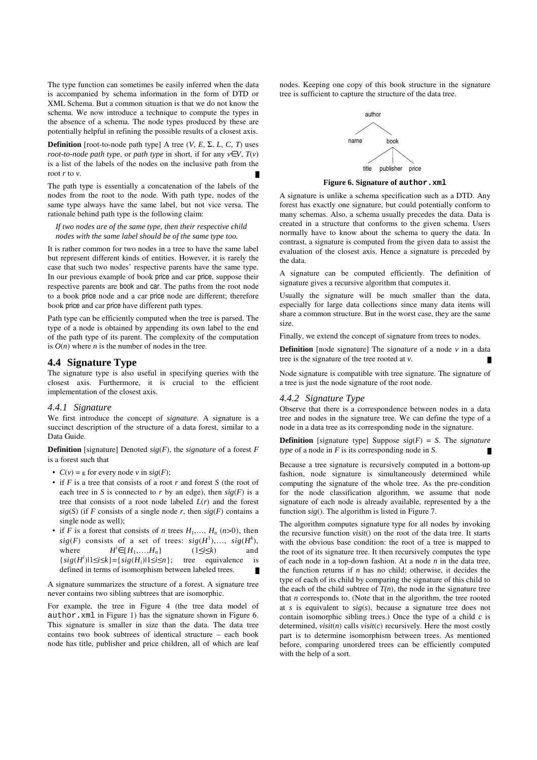The type function can sometimes be easily inferred when the data is accompanied by schema information in the form of DTD or XML Schema. But a common situation is that we do not know the schema. We now introduce a technique to compute the types in the absence of a schema. The node types produced by these are potentially helpful in refining the possible results of a closest axis.

**Definition** [root-to-node path type] A tree ($V$, $E$, $\Sigma$, $L$, $C$, $T$) uses *root-to-node path type*, or *path type* in short, if for any $v \in V$, $T(v)$ is a list of the labels of the nodes on the inclusive path from the root $r$ to $v$. ∎

The path type is essentially a concatenation of the labels of the nodes from the root to the node. With path type, nodes of the same type always have the same label, but not vice versa. The rationale behind path type is the following claim:

*If two nodes are of the same type, then their respective child nodes with the same label should be of the same type too.*

It is rather common for two nodes in a tree to have the same label but represent different kinds of entities. However, it is rarely the case that such two nodes' respective parents have the same type. In our previous example of book price and car price, suppose their respective parents are book and car. The paths from the root node to a book price node and a car price node are different; therefore book price and car price have different path types.

Path type can be efficiently computed when the tree is parsed. The type of a node is obtained by appending its own label to the end of the path type of its parent. The complexity of the computation is $O(n)$ where $n$ is the number of nodes in the tree.

## 4.4 Signature Type

The signature type is also useful in specifying queries with the closest axis. Furthermore, it is crucial to the efficient implementation of the closest axis.

### 4.4.1 Signature

We first introduce the concept of *signature*. A signature is a succinct description of the structure of a data forest, similar to a Data Guide.

**Definition** [signature] Denoted $sig(F)$, the *signature* of a forest $F$ is a forest such that

- $C(v) = \varepsilon$ for every node $v$ in $sig(F)$;
- if $F$ is a tree that consists of a root $r$ and forest $S$ (the root of each tree in $S$ is connected to $r$ by an edge), then $sig(F)$ is a tree that consists of a root node labeled $L(r)$ and the forest $sig(S)$ (if $F$ consists of a single node $r$, then $sig(F)$ contains a single node as well);
- if $F$ is a forest that consists of $n$ trees $H_1,\ldots, H_n$ ($n$>0), then $sig(F)$ consists of a set of trees: $sig(H^1),\ldots, sig(H^k)$, where $H^i \in \{H_1,\ldots,H_n\}$ ($1 \leq i \leq k$) and $\{sig(H^i) | 1 \leq i \leq k\} = \{sig(H_i) | 1 \leq i \leq n\}$; tree equivalence is defined in terms of isomorphism between labeled trees. ∎

A signature summarizes the structure of a forest. A signature tree never contains two sibling subtrees that are isomorphic.

For example, the tree in Figure 4 (the tree data model of `author.xml` in Figure 1) has the signature shown in Figure 6. This signature is smaller in size than the data. The data tree contains two book subtrees of identical structure – each book node has title, publisher and price children, all of which are leaf nodes. Keeping one copy of this book structure in the signature tree is sufficient to capture the structure of the data tree.

```
        author
       /      \
    name      book
            /   |   \
        title publisher price
```

**Figure 6. Signature of `author.xml`**

A signature is unlike a schema specification such as a DTD. Any forest has exactly one signature, but could potentially conform to many schemas. Also, a schema usually precedes the data. Data is created in a structure that conforms to the given schema. Users normally have to know about the schema to query the data. In contrast, a signature is computed from the given data to assist the evaluation of the closest axis. Hence a signature is preceded by the data.

A signature can be computed efficiently. The definition of signature gives a recursive algorithm that computes it.

Usually the signature will be much smaller than the data, especially for large data collections since many data items will share a common structure. But in the worst case, they are the same size.

Finally, we extend the concept of signature from trees to nodes.

**Definition** [node signature] The *signature* of a node $v$ in a data tree is the signature of the tree rooted at $v$. ∎

Node signature is compatible with tree signature. The signature of a tree is just the node signature of the root node.

### 4.4.2 Signature Type

Observe that there is a correspondence between nodes in a data tree and nodes in the signature tree. We can define the type of a node in a data tree as its corresponding node in the signature.

**Definition** [signature type] Suppose $sig(F) = S$. The *signature type* of a node in $F$ is its corresponding node in $S$. ∎

Because a tree signature is recursively computed in a bottom-up fashion, node signature is simultaneously determined while computing the signature of the whole tree. As the pre-condition for the node classification algorithm, we assume that node signature of each node is already available, represented by a the function *sig*(). The algorithm is listed in Figure 7.

The algorithm computes signature type for all nodes by invoking the recursive function *visit*() on the root of the data tree. It starts with the obvious base condition: the root of a tree is mapped to the root of its signature tree. It then recursively computes the type of each node in a top-down fashion. At a node $n$ in the data tree, the function returns if $n$ has no child; otherwise, it decides the type of each of its child by comparing the signature of this child to the each of the child subtree of $T(n)$, the node in the signature tree that $n$ corresponds to. (Note that in the algorithm, the tree rooted at $s$ is equivalent to $sig(s)$, because a signature tree does not contain isomorphic sibling trees.) Once the type of a child $c$ is determined, *visit*($n$) calls *visit*($c$) recursively. Here the most costly part is to determine isomorphism between trees. As mentioned before, comparing unordered trees can be efficiently computed with the help of a sort.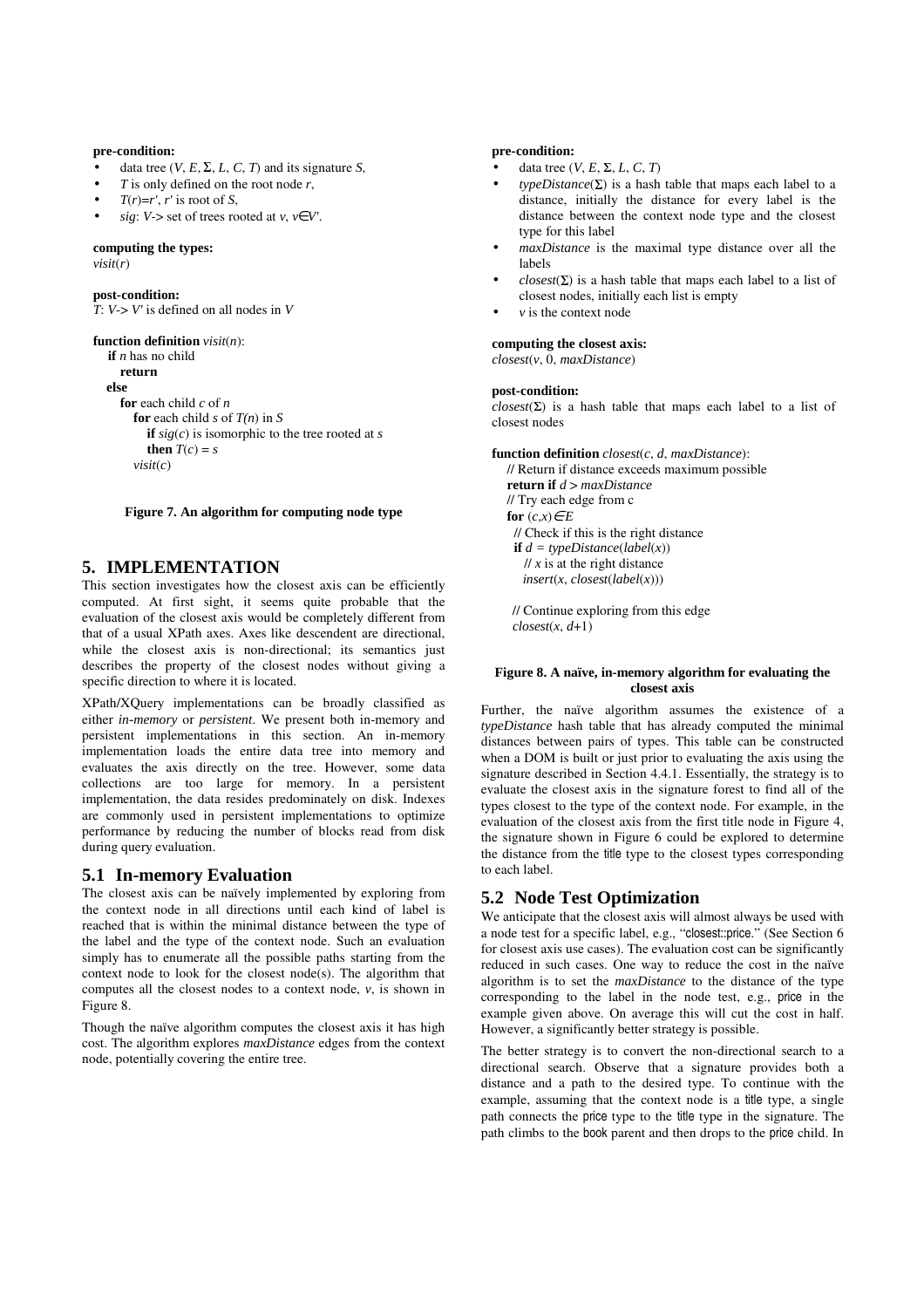**pre-condition:**

- data tree ($V$, $E$, $\Sigma$, $L$, $C$, $T$) and its signature $S$,
- $T$ is only defined on the root node $r$,
- $T(r)=r'$, $r'$ is root of $S$,
- $sig$: $V$-> set of trees rooted at $v$, $v \in V'$.

**computing the types:**
*visit*($r$)

**post-condition:**
$T$: $V$-> $V'$ is defined on all nodes in $V$

```
function definition visit(n):
   if n has no child
      return
   else
      for each child c of n
         for each child s of T(n) in S
            if sig(c) is isomorphic to the tree rooted at s
            then T(c) = s
         visit(c)
```

**Figure 7. An algorithm for computing node type**

# 5. IMPLEMENTATION

This section investigates how the closest axis can be efficiently computed. At first sight, it seems quite probable that the evaluation of the closest axis would be completely different from that of a usual XPath axes. Axes like descendent are directional, while the closest axis is non-directional; its semantics just describes the property of the closest nodes without giving a specific direction to where it is located.

XPath/XQuery implementations can be broadly classified as either *in-memory* or *persistent*. We present both in-memory and persistent implementations in this section. An in-memory implementation loads the entire data tree into memory and evaluates the axis directly on the tree. However, some data collections are too large for memory. In a persistent implementation, the data resides predominately on disk. Indexes are commonly used in persistent implementations to optimize performance by reducing the number of blocks read from disk during query evaluation.

## 5.1 In-memory Evaluation

The closest axis can be naïvely implemented by exploring from the context node in all directions until each kind of label is reached that is within the minimal distance between the type of the label and the type of the context node. Such an evaluation simply has to enumerate all the possible paths starting from the context node to locate the closest node(s). The algorithm that computes all the closest nodes to a context node, $v$, is shown in Figure 8.

Though the naïve algorithm computes the closest axis it has high cost. The algorithm explores *maxDistance* edges from the context node, potentially covering the entire tree.

**pre-condition:**

- data tree ($V$, $E$, $\Sigma$, $L$, $C$, $T$)
- *typeDistance*($\Sigma$) is a hash table that maps each label to a distance, initially the distance for every label is the distance between the context node type and the closest type for this label
- *maxDistance* is the maximal type distance over all the labels
- *closest*($\Sigma$) is a hash table that maps each label to a list of closest nodes, initially each list is empty
- $v$ is the context node

**computing the closest axis:**
*closest*($v$, 0, *maxDistance*)

**post-condition:**
*closest*($\Sigma$) is a hash table that maps each label to a list of closest nodes

```
function definition closest(c, d, maxDistance):
   // Return if distance exceeds maximum possible
   return if d > maxDistance
   // Try each edge from c
   for (c,x)∈E
     // Check if this is the right distance
     if d = typeDistance(label(x))
        // x is at the right distance
        insert(x, closest(label(x)))

     // Continue exploring from this edge
     closest(x, d+1)
```

**Figure 8. A naïve, in-memory algorithm for evaluating the closest axis**

Further, the naïve algorithm assumes the existence of a *typeDistance* hash table that has already computed the minimal distances between pairs of types. This table can be constructed when a DOM is built or just prior to evaluating the axis using the signature described in Section 4.4.1. Essentially, the strategy is to evaluate the closest axis in the signature forest to find all of the types closest to the type of the context node. For example, in the evaluation of the closest axis from the first title node in Figure 4, the signature shown in Figure 6 could be explored to determine the distance from the title type to the closest types corresponding to each label.

## 5.2 Node Test Optimization

We anticipate that the closest axis will almost always be used with a node test for a specific label, e.g., "closest::price." (See Section 6 for closest axis use cases). The evaluation cost can be significantly reduced in such cases. One way to reduce the cost in the naïve algorithm is to set the *maxDistance* to the distance of the type corresponding to the label in the node test, e.g., price in the example given above. On average this will cut the cost in half. However, a significantly better strategy is possible.

The better strategy is to convert the non-directional search to a directional search. Observe that a signature provides both a distance and a path to the desired type. To continue with the example, assuming that the context node is a title type, a single path connects the price type to the title type in the signature. The path climbs to the book parent and then drops to the price child. In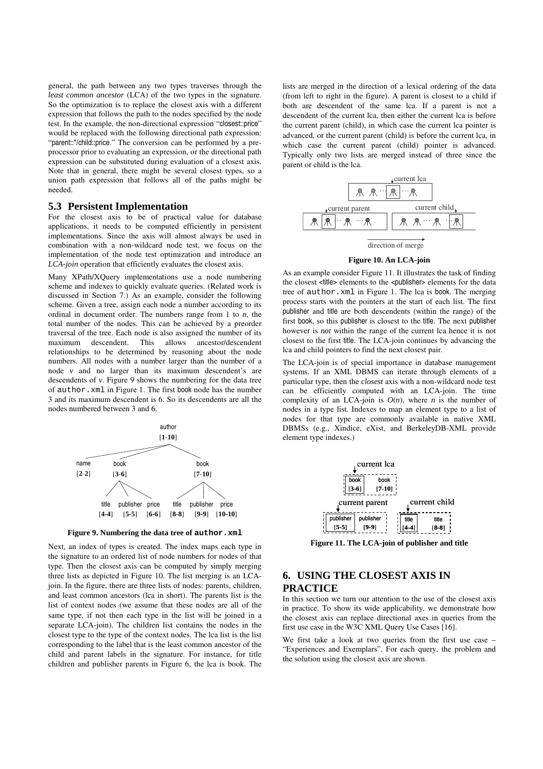general, the path between any two types traverses through the *least common ancestor* (LCA) of the two types in the signature. So the optimization is to replace the closest axis with a different expression that follows the path to the nodes specified by the node test. In the example, the non-directional expression "closest::price" would be replaced with the following directional path expression: "parent::*/child::price." The conversion can be performed by a pre-processor prior to evaluating an expression, or the directional path expression can be substituted during evaluation of a closest axis. Note that in general, there might be several closest types, so a union path expression that follows all of the paths might be needed.

## 5.3 Persistent Implementation

For the closest axis to be of practical value for database applications, it needs to be computed efficiently in persistent implementations. Since the axis will almost always be used in combination with a non-wildcard node test, we focus on the implementation of the node test optimization and introduce an *LCA-join* operation that efficiently evaluates the closest axis.

Many XPath/XQuery implementations use a node numbering scheme and indexes to quickly evaluate queries. (Related work is discussed in Section 7.) As an example, consider the following scheme. Given a tree, assign each node a number according to its ordinal in document order. The numbers range from 1 to *n*, the total number of the nodes. This can be achieved by a preorder traversal of the tree. Each node is also assigned the number of its maximum descendent. This allows ancestor/descendent relationships to be determined by reasoning about the node numbers. All nodes with a number larger than the number of a node *v* and no larger than its maximum descendent's are descendents of *v*. Figure 9 shows the numbering for the data tree of `author.xml` in Figure 1. The first book node has the number 3 and its maximum descendent is 6. So its descendents are all the nodes numbered between 3 and 6.

author
[1-10]
name
[2-2]
book
[3-6]
book
[7-10]
title
[4-4]
publisher
[5-5]
price
[6-6]
title
[8-8]
publisher
[9-9]
price
[10-10]

**Figure 9. Numbering the data tree of `author.xml`**

Next, an index of types is created. The index maps each type in the signature to an ordered list of node numbers for nodes of that type. Then the closest axis can be computed by simply merging three lists as depicted in Figure 10. The list merging is an LCA-join. In the figure, there are three lists of nodes: parents, children, and least common ancestors (lca in short). The parents list is the list of context nodes (we assume that these nodes are all of the same type, if not then each type in the list will be joined in a separate LCA-join). The children list contains the nodes in the closest type to the type of the context nodes. The lca list is the list corresponding to the label that is the least common ancestor of the child and parent labels in the signature. For instance, for title children and publisher parents in Figure 6, the lca is book. The lists are merged in the direction of a lexical ordering of the data (from left to right in the figure). A parent is closest to a child if both are descendent of the same lca. If a parent is not a descendent of the current lca, then either the current lca is before the current parent (child), in which case the current lca pointer is advanced, or the current parent (child) is before the current lca, in which case the current parent (child) pointer is advanced. Typically only two lists are merged instead of three since the parent or child is the lca.

current lca
current parent
current child
direction of merge

**Figure 10. An LCA-join**

As an example consider Figure 11. It illustrates the task of finding the closest <title> elements to the <publisher> elements for the data tree of `author.xml` in Figure 1. The lca is book. The merging process starts with the pointers at the start of each list. The first publisher and title are both descendents (within the range) of the first book, so this publisher is closest to the title. The next publisher however is *not* within the range of the current lca hence it is not closest to the first title. The LCA-join continues by advancing the lca and child pointers to find the next closest pair.

The LCA-join is of special importance in database management systems. If an XML DBMS can iterate through elements of a particular type, then the *closest* axis with a non-wildcard node test can be efficiently computed with an LCA-join. The time complexity of an LCA-join is $O(n)$, where *n* is the number of nodes in a type list. Indexes to map an element type to a list of nodes for that type are commonly available in native XML DBMSs (e.g., Xindice, eXist, and BerkeleyDB-XML provide element type indexes.)

current lca
book
[3-6]
book
[7-10]
current parent
publisher
[5-5]
publisher
[9-9]
current child
title
[4-4]
title
[8-8]

**Figure 11. The LCA-join of publisher and title**

# 6. USING THE CLOSEST AXIS IN PRACTICE

In this section we turn our attention to the use of the closest axis in practice. To show its wide applicability, we demonstrate how the closest axis can replace directional axes in queries from the first use case in the W3C XML Query Use Cases [16].

We first take a look at two queries from the first use case – "Experiences and Exemplars". For each query, the problem and the solution using the closest axis are shown.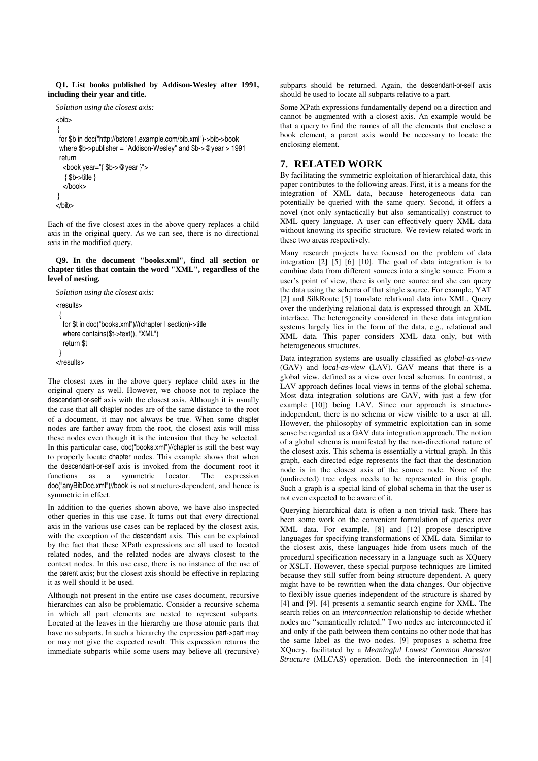**Q1. List books published by Addison-Wesley after 1991, including their year and title.**

*Solution using the closest axis:*

```
<bib>
 {
  for $b in doc("http://bstore1.example.com/bib.xml")->bib->book
  where $b->publisher = "Addison-Wesley" and $b->@year > 1991
  return
    <book year="{ $b->@year }">
     { $b->title }
    </book>
 }
</bib>
```

Each of the five closest axes in the above query replaces a child axis in the original query. As we can see, there is no directional axis in the modified query.

**Q9. In the document "books.xml", find all section or chapter titles that contain the word "XML", regardless of the level of nesting.**

*Solution using the closest axis:*

```
<results>
  {
    for $t in doc("books.xml")//(chapter | section)->title
    where contains($t->text(), "XML")
    return $t
  }
</results>
```

The closest axes in the above query replace child axes in the original query as well. However, we choose not to replace the descendant-or-self axis with the closest axis. Although it is usually the case that all chapter nodes are of the same distance to the root of a document, it may not always be true. When some chapter nodes are farther away from the root, the closest axis will miss these nodes even though it is the intension that they be selected. In this particular case, doc("books.xml")//chapter is still the best way to properly locate chapter nodes. This example shows that when the descendant-or-self axis is invoked from the document root it functions as a symmetric locator. The expression doc("anyBibDoc.xml")//book is not structure-dependent, and hence is symmetric in effect.

In addition to the queries shown above, we have also inspected other queries in this use case. It turns out that *every* directional axis in the various use cases can be replaced by the closest axis, with the exception of the descendant axis. This can be explained by the fact that these XPath expressions are all used to located related nodes, and the related nodes are always closest to the context nodes. In this use case, there is no instance of the use of the parent axis; but the closest axis should be effective in replacing it as well should it be used.

Although not present in the entire use cases document, recursive hierarchies can also be problematic. Consider a recursive schema in which all part elements are nested to represent subparts. Located at the leaves in the hierarchy are those atomic parts that have no subparts. In such a hierarchy the expression part->part may or may not give the expected result. This expression returns the immediate subparts while some users may believe all (recursive) subparts should be returned. Again, the descendant-or-self axis should be used to locate all subparts relative to a part.

Some XPath expressions fundamentally depend on a direction and cannot be augmented with a closest axis. An example would be that a query to find the names of all the elements that enclose a book element, a parent axis would be necessary to locate the enclosing element.

## 7. RELATED WORK

By facilitating the symmetric exploitation of hierarchical data, this paper contributes to the following areas. First, it is a means for the integration of XML data, because heterogeneous data can potentially be queried with the same query. Second, it offers a novel (not only syntactically but also semantically) construct to XML query language. A user can effectively query XML data without knowing its specific structure. We review related work in these two areas respectively.

Many research projects have focused on the problem of data integration [2] [5] [6] [10]. The goal of data integration is to combine data from different sources into a single source. From a user's point of view, there is only one source and she can query the data using the schema of that single source. For example, YAT [2] and SilkRoute [5] translate relational data into XML. Query over the underlying relational data is expressed through an XML interface. The heterogeneity considered in these data integration systems largely lies in the form of the data, e.g., relational and XML data. This paper considers XML data only, but with heterogeneous structures.

Data integration systems are usually classified as *global-as-view* (GAV) and *local-as-view* (LAV). GAV means that there is a global view, defined as a view over local schemas. In contrast, a LAV approach defines local views in terms of the global schema. Most data integration solutions are GAV, with just a few (for example [10]) being LAV. Since our approach is structure-independent, there is no schema or view visible to a user at all. However, the philosophy of symmetric exploitation can in some sense be regarded as a GAV data integration approach. The notion of a global schema is manifested by the non-directional nature of the closest axis. This schema is essentially a virtual graph. In this graph, each directed edge represents the fact that the destination node is in the closest axis of the source node. None of the (undirected) tree edges needs to be represented in this graph. Such a graph is a special kind of global schema in that the user is not even expected to be aware of it.

Querying hierarchical data is often a non-trivial task. There has been some work on the convenient formulation of queries over XML data. For example, [8] and [12] propose descriptive languages for specifying transformations of XML data. Similar to the closest axis, these languages hide from users much of the procedural specification necessary in a language such as XQuery or XSLT. However, these special-purpose techniques are limited because they still suffer from being structure-dependent. A query might have to be rewritten when the data changes. Our objective to flexibly issue queries independent of the structure is shared by [4] and [9]. [4] presents a semantic search engine for XML. The search relies on an *interconnection* relationship to decide whether nodes are "semantically related." Two nodes are interconnected if and only if the path between them contains no other node that has the same label as the two nodes. [9] proposes a schema-free XQuery, facilitated by a *Meaningful Lowest Common Ancestor Structure* (MLCAS) operation. Both the interconnection in [4]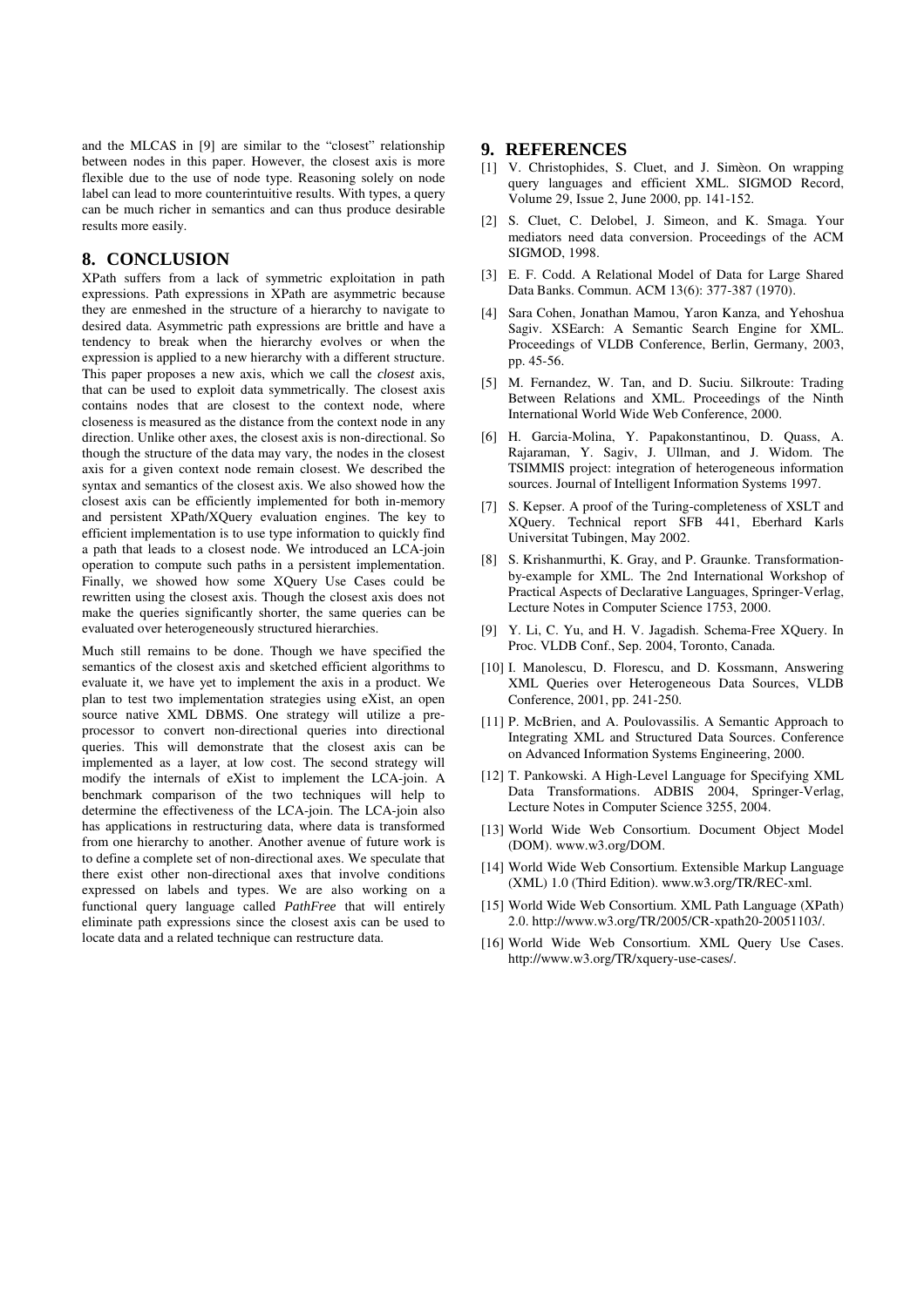and the MLCAS in [9] are similar to the "closest" relationship between nodes in this paper. However, the closest axis is more flexible due to the use of node type. Reasoning solely on node label can lead to more counterintuitive results. With types, a query can be much richer in semantics and can thus produce desirable results more easily.

## 8. CONCLUSION

XPath suffers from a lack of symmetric exploitation in path expressions. Path expressions in XPath are asymmetric because they are enmeshed in the structure of a hierarchy to navigate to desired data. Asymmetric path expressions are brittle and have a tendency to break when the hierarchy evolves or when the expression is applied to a new hierarchy with a different structure. This paper proposes a new axis, which we call the *closest* axis, that can be used to exploit data symmetrically. The closest axis contains nodes that are closest to the context node, where closeness is measured as the distance from the context node in any direction. Unlike other axes, the closest axis is non-directional. So though the structure of the data may vary, the nodes in the closest axis for a given context node remain closest. We described the syntax and semantics of the closest axis. We also showed how the closest axis can be efficiently implemented for both in-memory and persistent XPath/XQuery evaluation engines. The key to efficient implementation is to use type information to quickly find a path that leads to a closest node. We introduced an LCA-join operation to compute such paths in a persistent implementation. Finally, we showed how some XQuery Use Cases could be rewritten using the closest axis. Though the closest axis does not make the queries significantly shorter, the same queries can be evaluated over heterogeneously structured hierarchies.

Much still remains to be done. Though we have specified the semantics of the closest axis and sketched efficient algorithms to evaluate it, we have yet to implement the axis in a product. We plan to test two implementation strategies using eXist, an open source native XML DBMS. One strategy will utilize a pre-processor to convert non-directional queries into directional queries. This will demonstrate that the closest axis can be implemented as a layer, at low cost. The second strategy will modify the internals of eXist to implement the LCA-join. A benchmark comparison of the two techniques will help to determine the effectiveness of the LCA-join. The LCA-join also has applications in restructuring data, where data is transformed from one hierarchy to another. Another avenue of future work is to define a complete set of non-directional axes. We speculate that there exist other non-directional axes that involve conditions expressed on labels and types. We are also working on a functional query language called *PathFree* that will entirely eliminate path expressions since the closest axis can be used to locate data and a related technique can restructure data.

## 9. REFERENCES

[1] V. Christophides, S. Cluet, and J. Simèon. On wrapping query languages and efficient XML. SIGMOD Record, Volume 29, Issue 2, June 2000, pp. 141-152.

[2] S. Cluet, C. Delobel, J. Simeon, and K. Smaga. Your mediators need data conversion. Proceedings of the ACM SIGMOD, 1998.

[3] E. F. Codd. A Relational Model of Data for Large Shared Data Banks. Commun. ACM 13(6): 377-387 (1970).

[4] Sara Cohen, Jonathan Mamou, Yaron Kanza, and Yehoshua Sagiv. XSEarch: A Semantic Search Engine for XML. Proceedings of VLDB Conference, Berlin, Germany, 2003, pp. 45-56.

[5] M. Fernandez, W. Tan, and D. Suciu. Silkroute: Trading Between Relations and XML. Proceedings of the Ninth International World Wide Web Conference, 2000.

[6] H. Garcia-Molina, Y. Papakonstantinou, D. Quass, A. Rajaraman, Y. Sagiv, J. Ullman, and J. Widom. The TSIMMIS project: integration of heterogeneous information sources. Journal of Intelligent Information Systems 1997.

[7] S. Kepser. A proof of the Turing-completeness of XSLT and XQuery. Technical report SFB 441, Eberhard Karls Universitat Tubingen, May 2002.

[8] S. Krishanmurthi, K. Gray, and P. Graunke. Transformation-by-example for XML. The 2nd International Workshop of Practical Aspects of Declarative Languages, Springer-Verlag, Lecture Notes in Computer Science 1753, 2000.

[9] Y. Li, C. Yu, and H. V. Jagadish. Schema-Free XQuery. In Proc. VLDB Conf., Sep. 2004, Toronto, Canada.

[10] I. Manolescu, D. Florescu, and D. Kossmann, Answering XML Queries over Heterogeneous Data Sources, VLDB Conference, 2001, pp. 241-250.

[11] P. McBrien, and A. Poulovassilis. A Semantic Approach to Integrating XML and Structured Data Sources. Conference on Advanced Information Systems Engineering, 2000.

[12] T. Pankowski. A High-Level Language for Specifying XML Data Transformations. ADBIS 2004, Springer-Verlag, Lecture Notes in Computer Science 3255, 2004.

[13] World Wide Web Consortium. Document Object Model (DOM). www.w3.org/DOM.

[14] World Wide Web Consortium. Extensible Markup Language (XML) 1.0 (Third Edition). www.w3.org/TR/REC-xml.

[15] World Wide Web Consortium. XML Path Language (XPath) 2.0. http://www.w3.org/TR/2005/CR-xpath20-20051103/.

[16] World Wide Web Consortium. XML Query Use Cases. http://www.w3.org/TR/xquery-use-cases/.